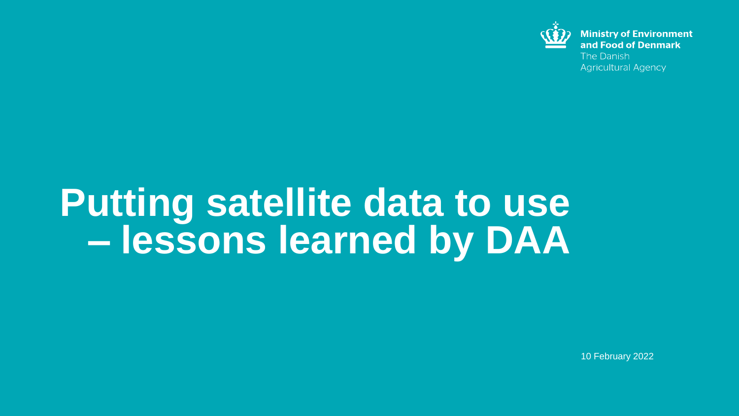Ministry of Environment and Food of Denmark
The Danish Agricultural Agency

# Putting satellite data to use – lessons learned by DAA

10 February 2022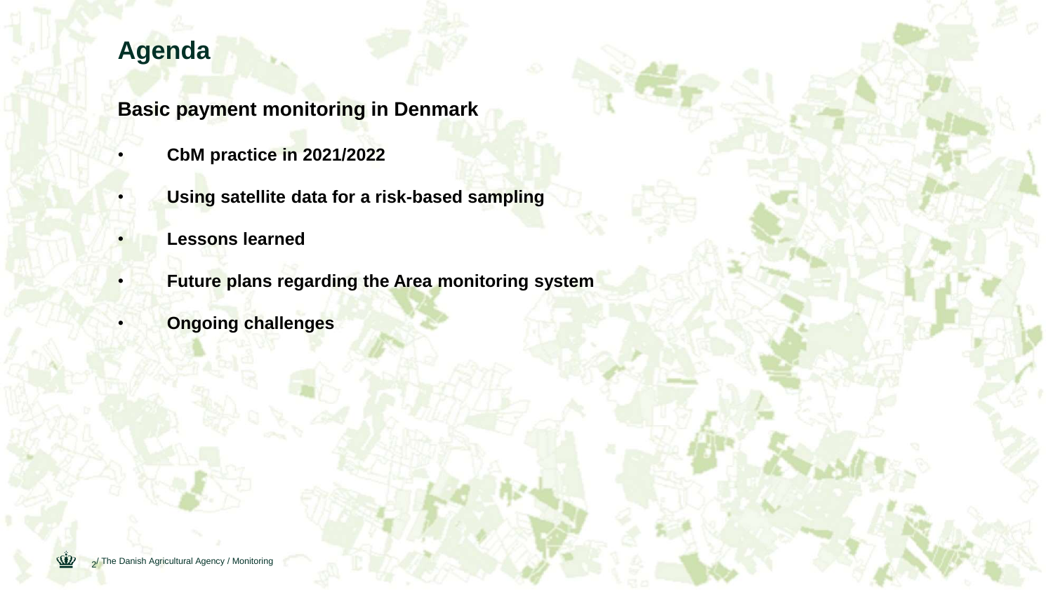# Agenda

**Basic payment monitoring in Denmark**

- **CbM practice in 2021/2022**
- **Using satellite data for a risk-based sampling**
- **Lessons learned**
- **Future plans regarding the Area monitoring system**
- **Ongoing challenges**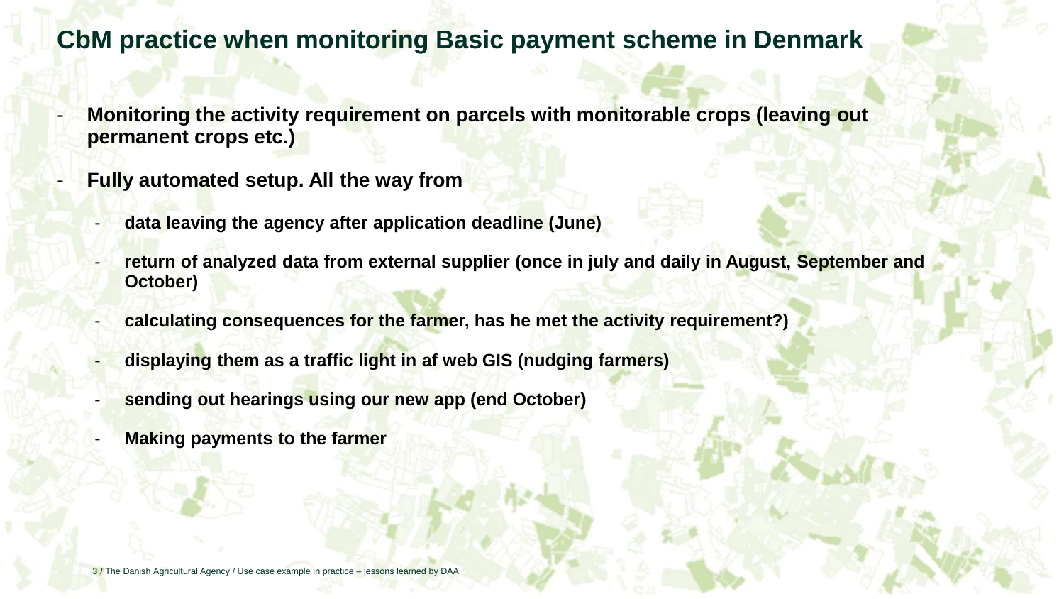# CbM practice when monitoring Basic payment scheme in Denmark

- **Monitoring the activity requirement on parcels with monitorable crops (leaving out permanent crops etc.)**
- **Fully automated setup. All the way from**
  - **data leaving the agency after application deadline (June)**
  - **return of analyzed data from external supplier (once in july and daily in August, September and October)**
  - **calculating consequences for the farmer, has he met the activity requirement?)**
  - **displaying them as a traffic light in af web GIS (nudging farmers)**
  - **sending out hearings using our new app (end October)**
  - **Making payments to the farmer**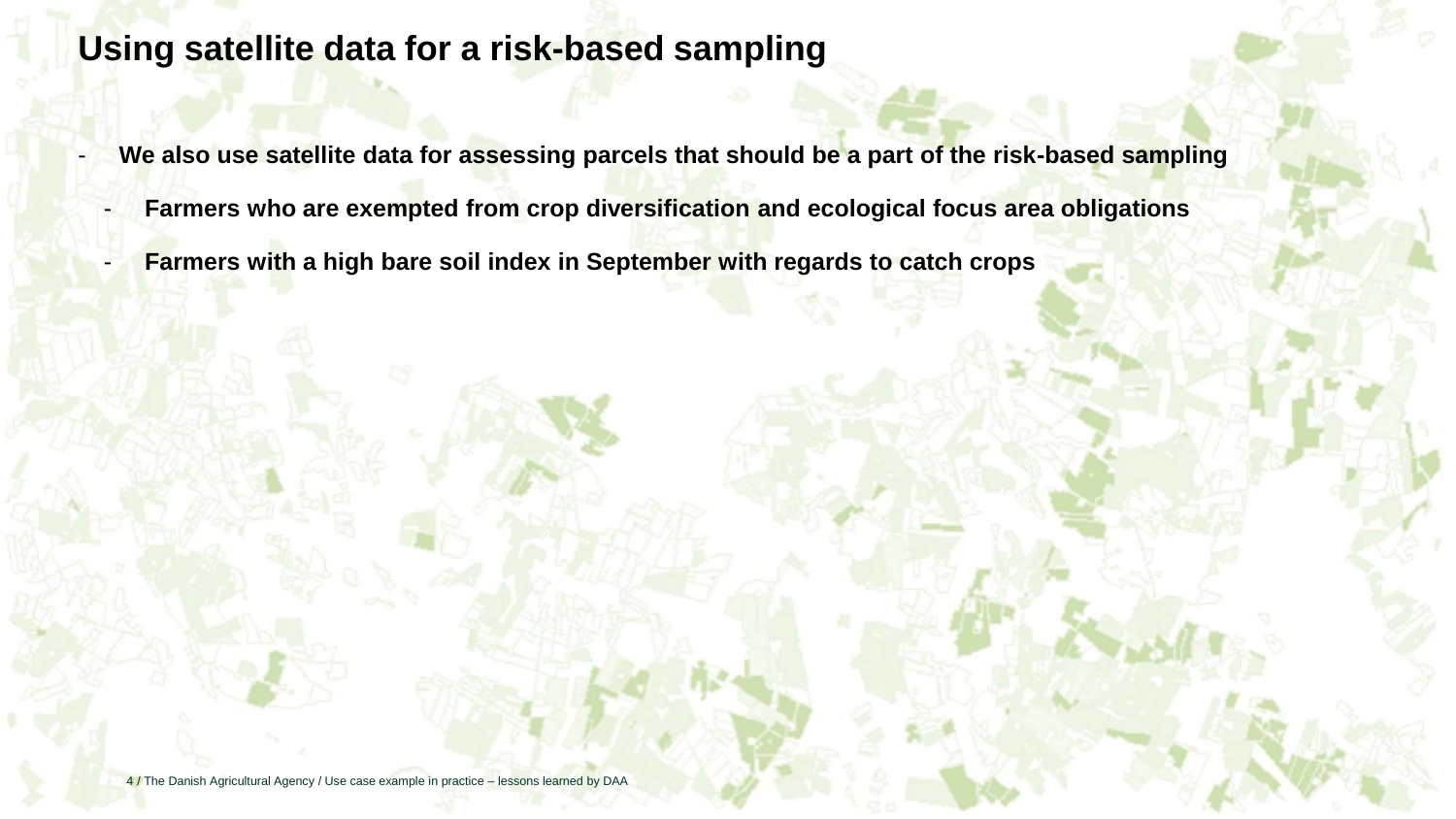# Using satellite data for a risk-based sampling

- **We also use satellite data for assessing parcels that should be a part of the risk-based sampling**
  - **Farmers who are exempted from crop diversification and ecological focus area obligations**
  - **Farmers with a high bare soil index in September with regards to catch crops**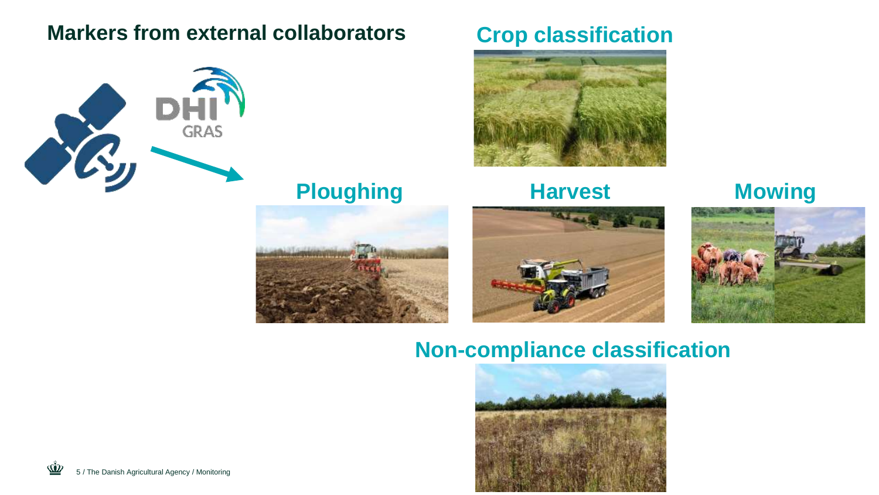## Markers from external collaborators

DHI GRAS

### Crop classification

### Ploughing

### Harvest

### Mowing

### Non-compliance classification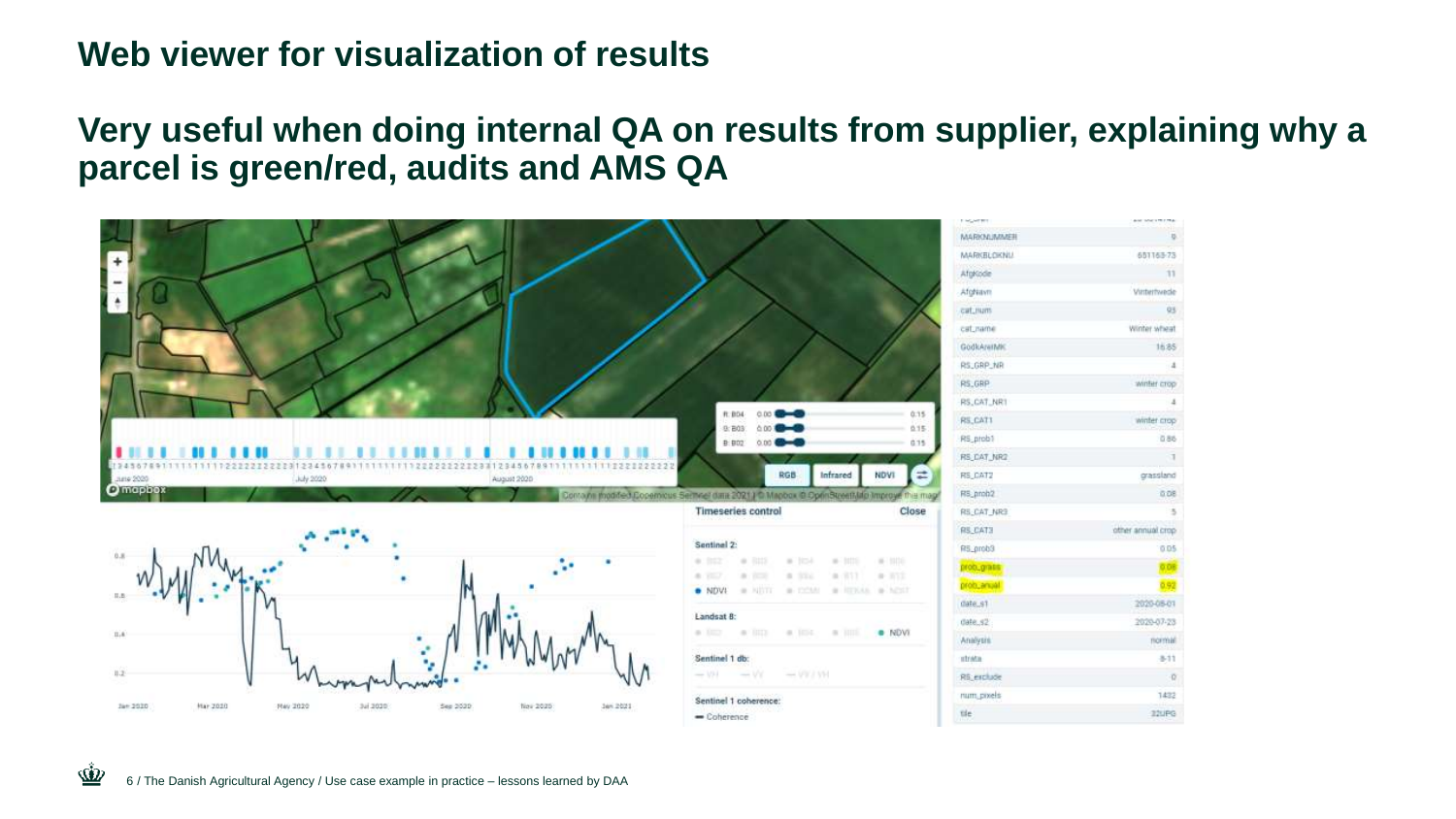# Web viewer for visualization of results

## Very useful when doing internal QA on results from supplier, explaining why a parcel is green/red, audits and AMS QA

| | |
|---|---|
| MARKNUMMER | 9 |
| MARKBLOKNU | 651163-73 |
| AfgKode | 11 |
| AfgNavn | Vinterhvede |
| cat_num | 93 |
| cat_name | Winter wheat |
| GodkArealMK | 16.85 |
| RS_GRP_NR | 4 |
| RS_GRP | winter crop |
| RS_CAT_NR1 | 4 |
| RS_CAT1 | winter crop |
| RS_prob1 | 0.86 |
| RS_CAT_NR2 | 1 |
| RS_CAT2 | grassland |
| RS_prob2 | 0.08 |
| RS_CAT_NR3 | 5 |
| RS_CAT3 | other annual crop |
| RS_prob3 | 0.05 |
| prob_grass | 0.08 |
| prob_anual | 0.92 |
| date_s1 | 2020-08-01 |
| date_s2 | 2020-07-23 |
| Analysis | normal |
| strata | 8-11 |
| RS_exclude | 0 |
| num_pixels | 1432 |
| tile | 32UPG |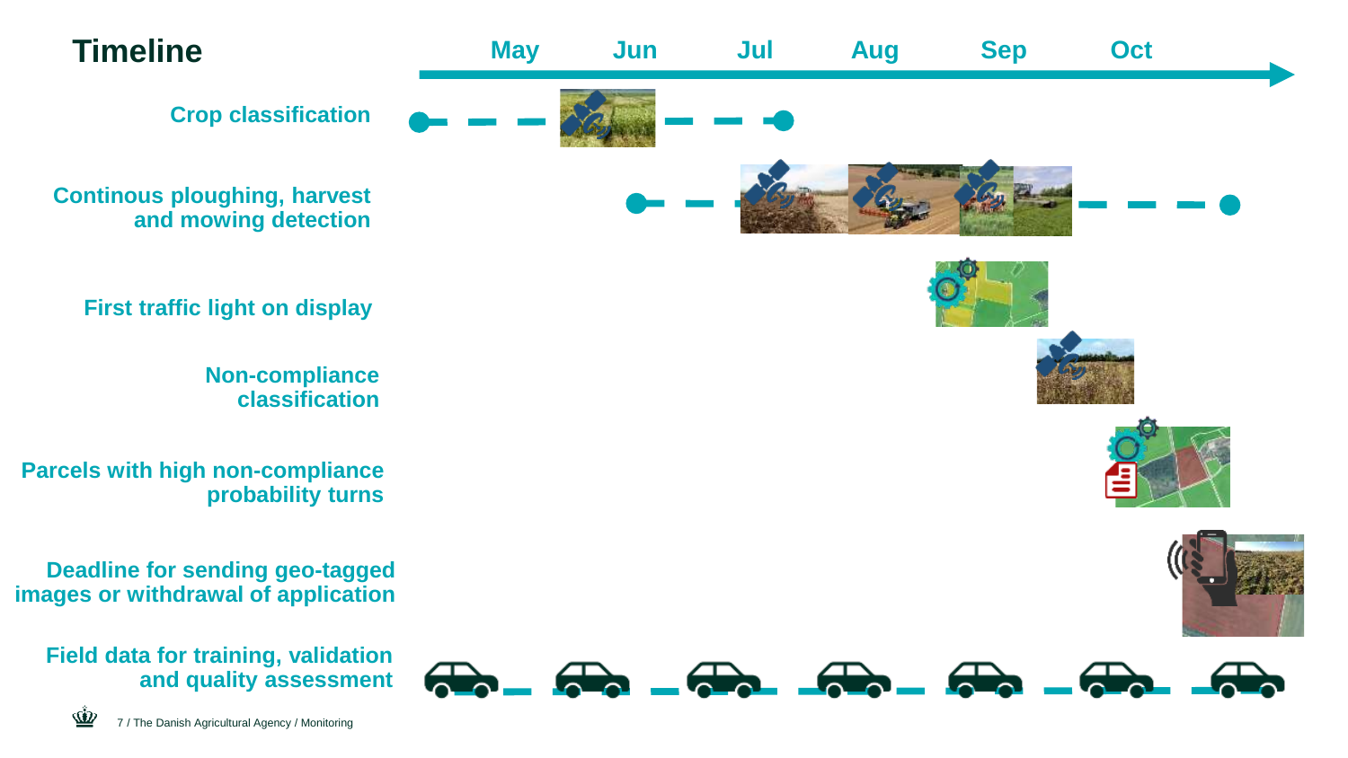# Timeline

| | May | Jun | Jul | Aug | Sep | Oct |
|---|---|---|---|---|---|---|

- Crop classification
- Continous ploughing, harvest and mowing detection
- First traffic light on display
- Non-compliance classification
- Parcels with high non-compliance probability turns
- Deadline for sending geo-tagged images or withdrawal of application
- Field data for training, validation and quality assessment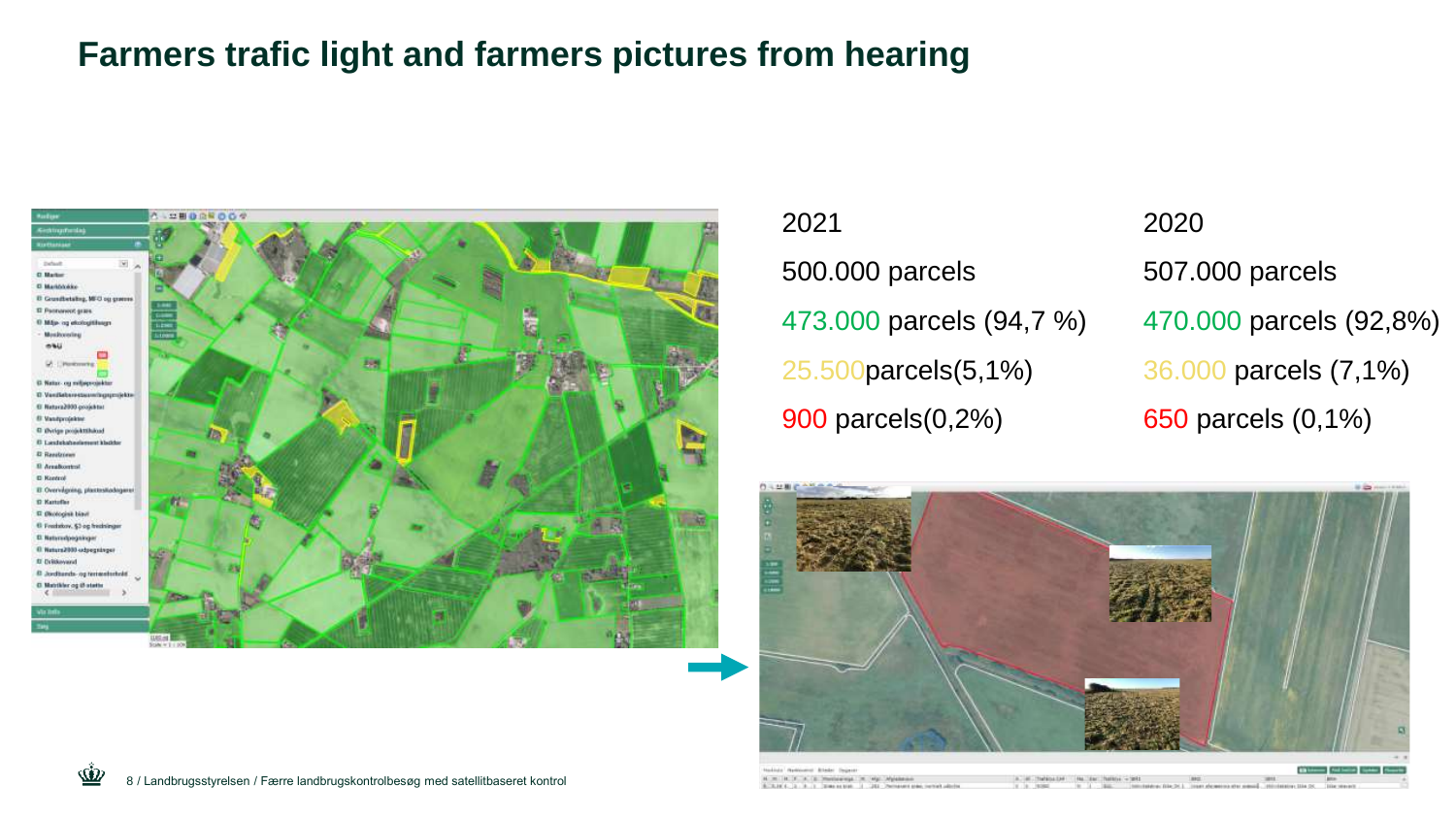# Farmers trafic light and farmers pictures from hearing

| 2021 | 2020 |
|---|---|
| 500.000 parcels | 507.000 parcels |
| 473.000 parcels (94,7 %) | 470.000 parcels (92,8%) |
| 25.500parcels(5,1%) | 36.000 parcels (7,1%) |
| 900 parcels(0,2%) | 650 parcels (0,1%) |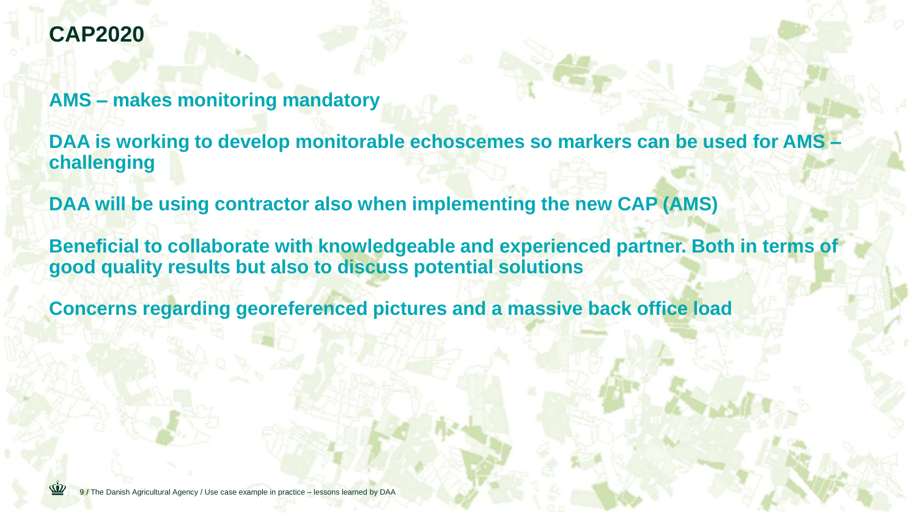# CAP2020

**AMS – makes monitoring mandatory**

**DAA is working to develop monitorable echoscemes so markers can be used for AMS – challenging**

**DAA will be using contractor also when implementing the new CAP (AMS)**

**Beneficial to collaborate with knowledgeable and experienced partner. Both in terms of good quality results but also to discuss potential solutions**

**Concerns regarding georeferenced pictures and a massive back office load**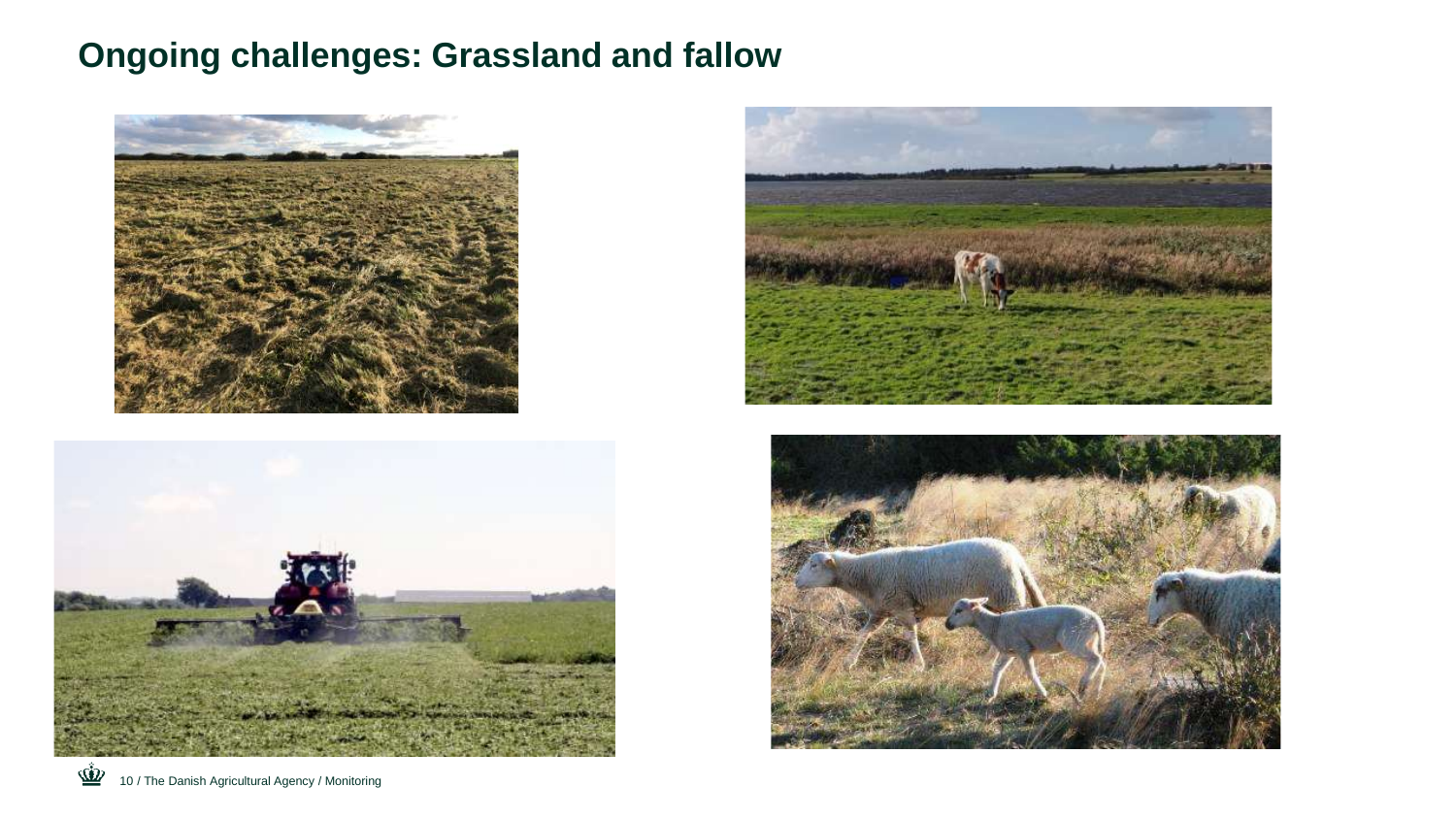# Ongoing challenges: Grassland and fallow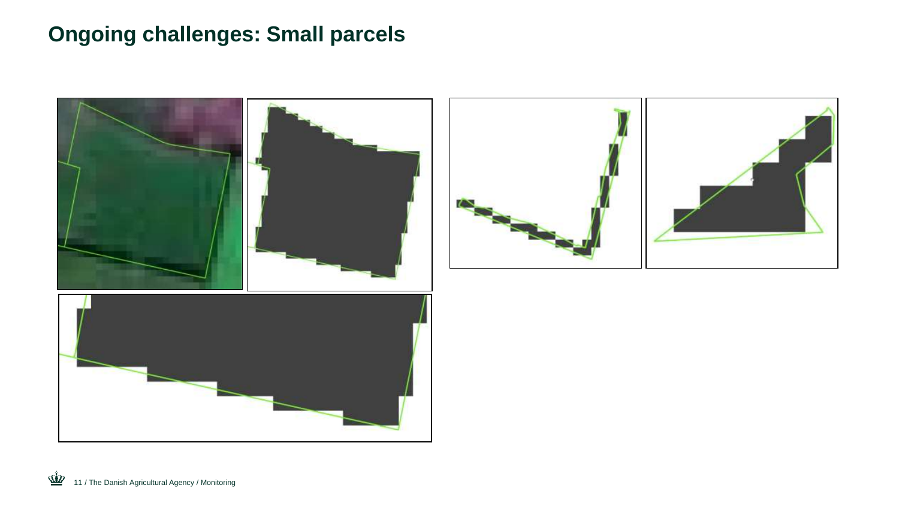# Ongoing challenges: Small parcels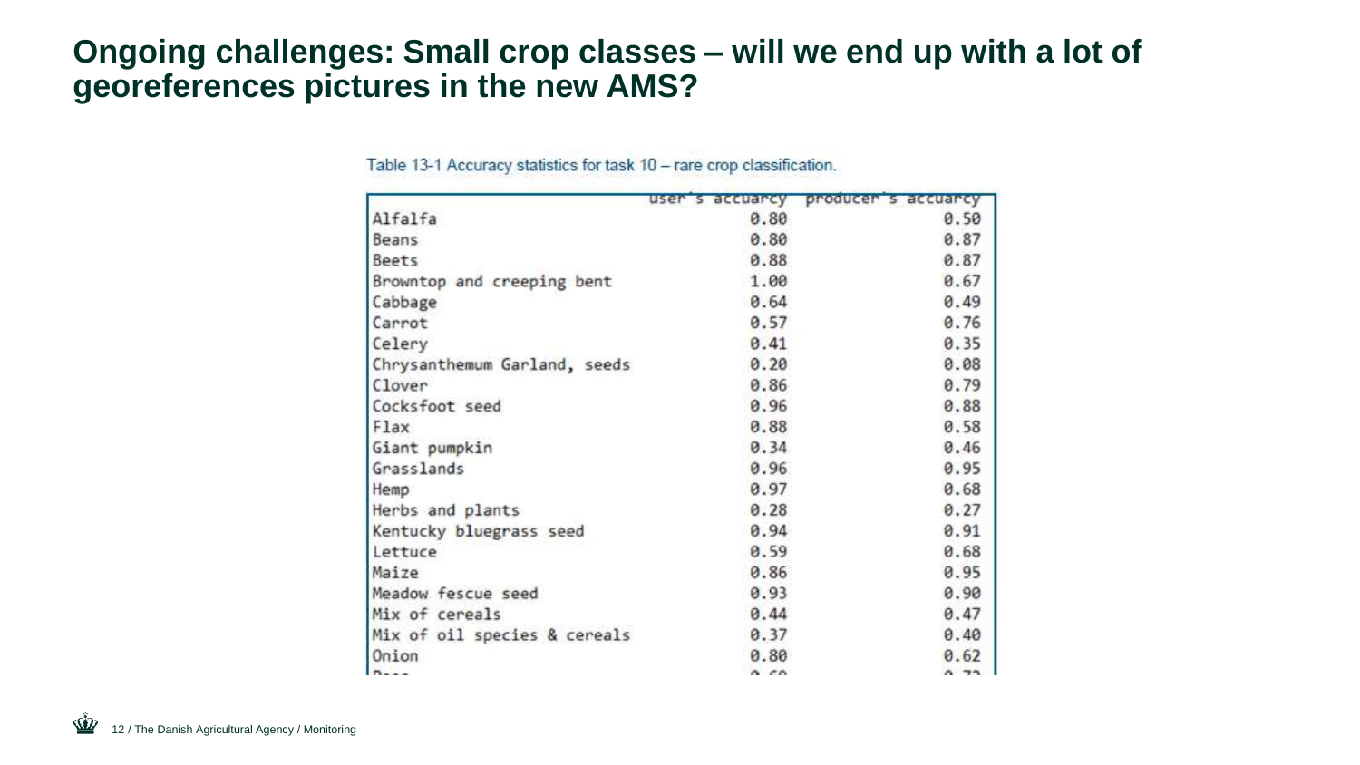# Ongoing challenges: Small crop classes – will we end up with a lot of georeferences pictures in the new AMS?

Table 13-1 Accuracy statistics for task 10 – rare crop classification.

| | user's accuarcy | producer's accuarcy |
|---|---|---|
| Alfalfa | 0.80 | 0.50 |
| Beans | 0.80 | 0.87 |
| Beets | 0.88 | 0.87 |
| Browntop and creeping bent | 1.00 | 0.67 |
| Cabbage | 0.64 | 0.49 |
| Carrot | 0.57 | 0.76 |
| Celery | 0.41 | 0.35 |
| Chrysanthemum Garland, seeds | 0.20 | 0.08 |
| Clover | 0.86 | 0.79 |
| Cocksfoot seed | 0.96 | 0.88 |
| Flax | 0.88 | 0.58 |
| Giant pumpkin | 0.34 | 0.46 |
| Grasslands | 0.96 | 0.95 |
| Hemp | 0.97 | 0.68 |
| Herbs and plants | 0.28 | 0.27 |
| Kentucky bluegrass seed | 0.94 | 0.91 |
| Lettuce | 0.59 | 0.68 |
| Maize | 0.86 | 0.95 |
| Meadow fescue seed | 0.93 | 0.90 |
| Mix of cereals | 0.44 | 0.47 |
| Mix of oil species & cereals | 0.37 | 0.40 |
| Onion | 0.80 | 0.62 |
| Peas | 0.60 | 0.72 |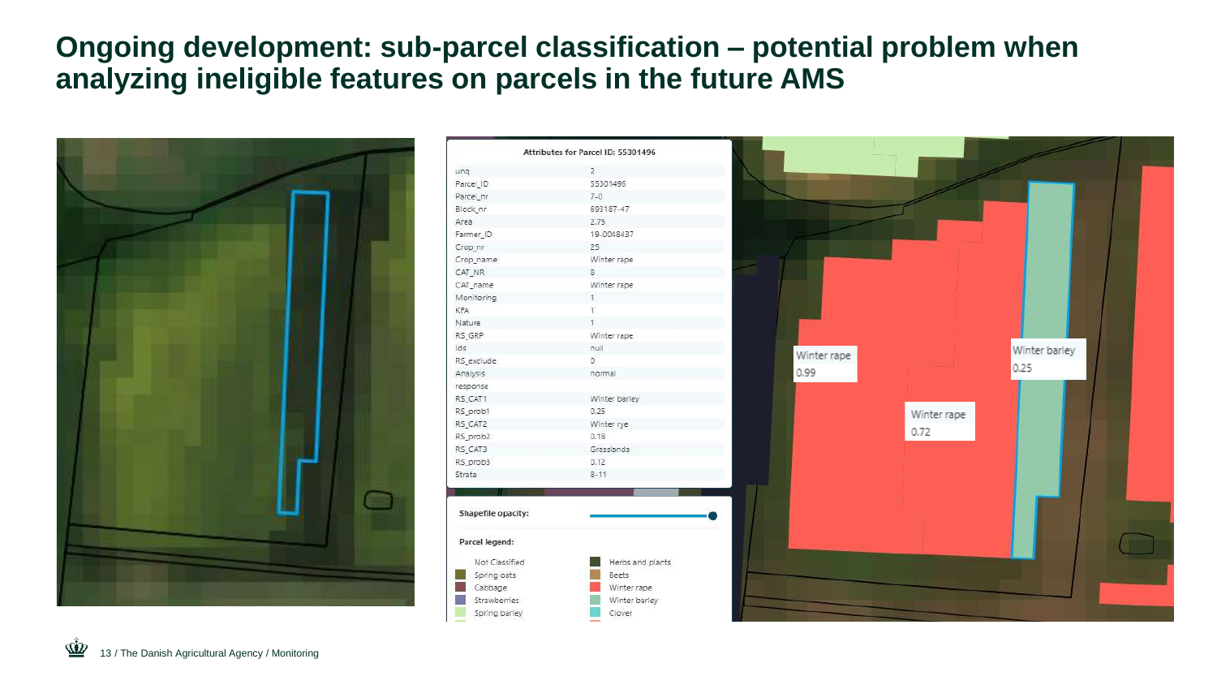# Ongoing development: sub-parcel classification – potential problem when analyzing ineligible features on parcels in the future AMS

**Attributes for Parcel ID: 55301496**

| | |
|---|---|
| unq | 2 |
| Parcel_ID | 55301496 |
| Parcel_nr | 7-0 |
| Block_nr | 693167-47 |
| Area | 2.75 |
| Farmer_ID | 19-0048437 |
| Crop_nr | 25 |
| Crop_name | Winter rape |
| CAT_NR | 8 |
| CAT_name | Winter rape |
| Monitoring | 1 |
| KFA | 1 |
| Nature | 1 |
| RS_GRP | Winter rape |
| ids | null |
| RS_exclude | 0 |
| Analysis | normal |
| response | |
| RS_CAT1 | Winter barley |
| RS_prob1 | 0.25 |
| RS_CAT2 | Winter rye |
| RS_prob2 | 0.18 |
| RS_CAT3 | Grasslands |
| RS_prob3 | 0.12 |
| Strata | 8-11 |

Shapefile opacity:

Parcel legend:

| | |
|---|---|
| Not Classified | Herbs and plants |
| Spring oats | Beets |
| Cabbage | Winter rape |
| Strawberries | Winter barley |
| Spring barley | Clover |

Winter rape 0.99

Winter rape 0.72

Winter barley 0.25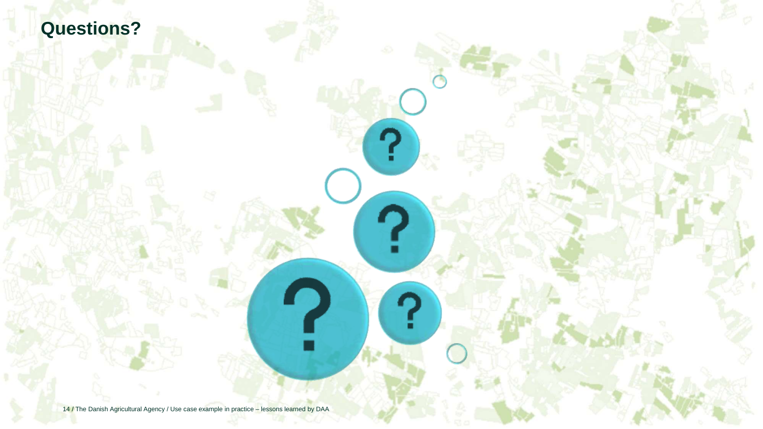# Questions?